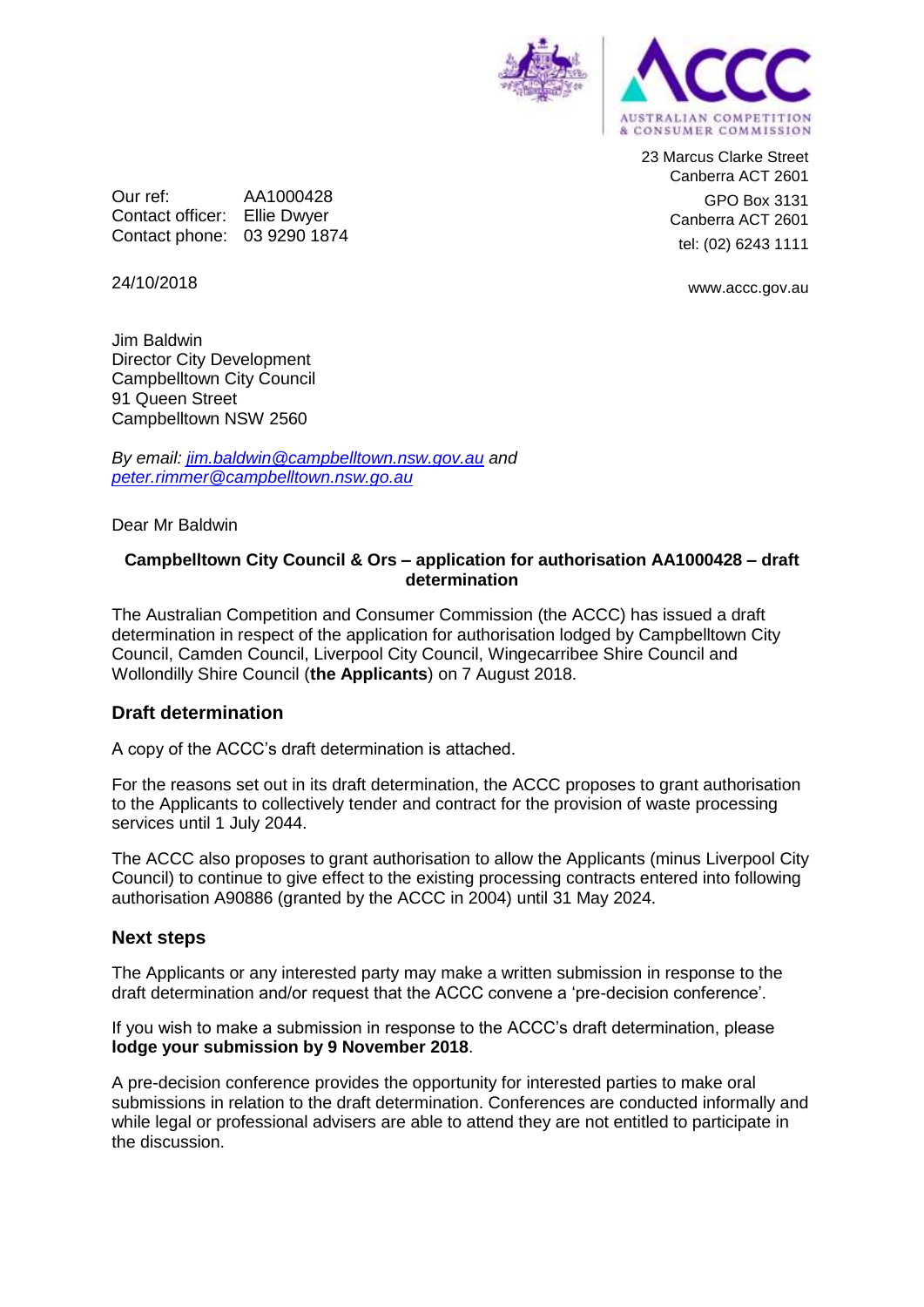23 Marcus Clarke Street
Canberra ACT 2601

GPO Box 3131
Canberra ACT 2601

tel: (02) 6243 1111

www.accc.gov.au

Our ref: AA1000428
Contact officer: Ellie Dwyer
Contact phone: 03 9290 1874

24/10/2018

Jim Baldwin
Director City Development
Campbelltown City Council
91 Queen Street
Campbelltown NSW 2560

*By email: jim.baldwin@campbelltown.nsw.gov.au and peter.rimmer@campbelltown.nsw.go.au*

Dear Mr Baldwin

**Campbelltown City Council & Ors – application for authorisation AA1000428 – draft determination**

The Australian Competition and Consumer Commission (the ACCC) has issued a draft determination in respect of the application for authorisation lodged by Campbelltown City Council, Camden Council, Liverpool City Council, Wingecarribee Shire Council and Wollondilly Shire Council (**the Applicants**) on 7 August 2018.

## Draft determination

A copy of the ACCC's draft determination is attached.

For the reasons set out in its draft determination, the ACCC proposes to grant authorisation to the Applicants to collectively tender and contract for the provision of waste processing services until 1 July 2044.

The ACCC also proposes to grant authorisation to allow the Applicants (minus Liverpool City Council) to continue to give effect to the existing processing contracts entered into following authorisation A90886 (granted by the ACCC in 2004) until 31 May 2024.

## Next steps

The Applicants or any interested party may make a written submission in response to the draft determination and/or request that the ACCC convene a 'pre-decision conference'.

If you wish to make a submission in response to the ACCC's draft determination, please **lodge your submission by 9 November 2018**.

A pre-decision conference provides the opportunity for interested parties to make oral submissions in relation to the draft determination. Conferences are conducted informally and while legal or professional advisers are able to attend they are not entitled to participate in the discussion.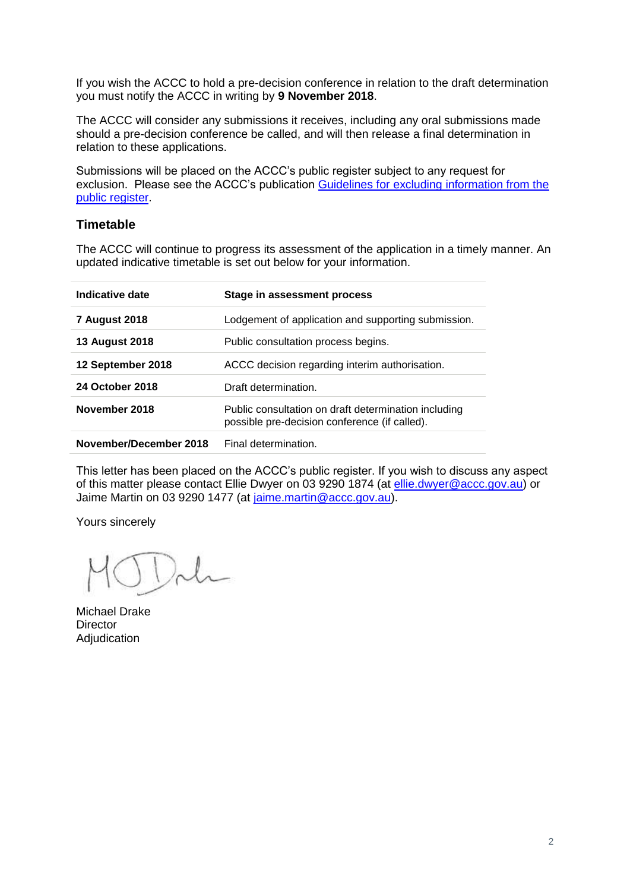If you wish the ACCC to hold a pre-decision conference in relation to the draft determination you must notify the ACCC in writing by **9 November 2018**.

The ACCC will consider any submissions it receives, including any oral submissions made should a pre-decision conference be called, and will then release a final determination in relation to these applications.

Submissions will be placed on the ACCC's public register subject to any request for exclusion. Please see the ACCC's publication [Guidelines for excluding information from the public register](#).

## Timetable

The ACCC will continue to progress its assessment of the application in a timely manner. An updated indicative timetable is set out below for your information.

| Indicative date | Stage in assessment process |
|---|---|
| **7 August 2018** | Lodgement of application and supporting submission. |
| **13 August 2018** | Public consultation process begins. |
| **12 September 2018** | ACCC decision regarding interim authorisation. |
| **24 October 2018** | Draft determination. |
| **November 2018** | Public consultation on draft determination including possible pre-decision conference (if called). |
| **November/December 2018** | Final determination. |

This letter has been placed on the ACCC's public register. If you wish to discuss any aspect of this matter please contact Ellie Dwyer on 03 9290 1874 (at ellie.dwyer@accc.gov.au) or Jaime Martin on 03 9290 1477 (at jaime.martin@accc.gov.au).

Yours sincerely

Michael Drake
Director
Adjudication